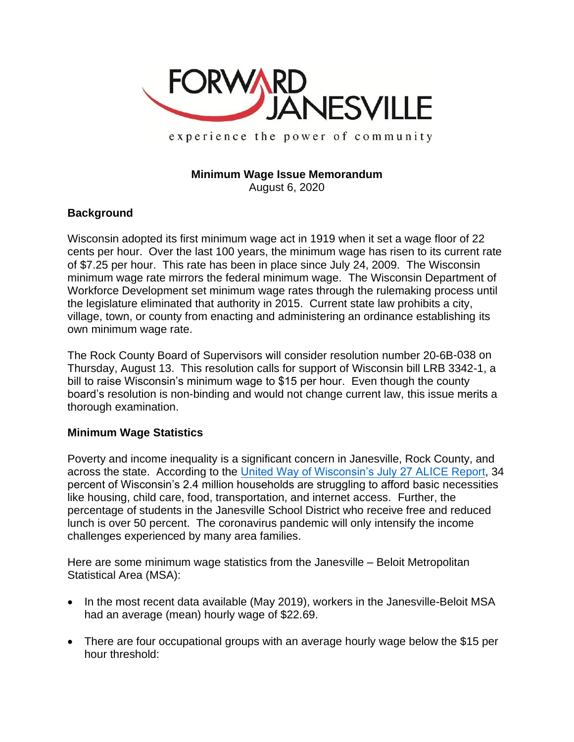FORWARD JANESVILLE

experience the power of community

**Minimum Wage Issue Memorandum**
August 6, 2020

## Background

Wisconsin adopted its first minimum wage act in 1919 when it set a wage floor of 22 cents per hour. Over the last 100 years, the minimum wage has risen to its current rate of $7.25 per hour. This rate has been in place since July 24, 2009. The Wisconsin minimum wage rate mirrors the federal minimum wage. The Wisconsin Department of Workforce Development set minimum wage rates through the rulemaking process until the legislature eliminated that authority in 2015. Current state law prohibits a city, village, town, or county from enacting and administering an ordinance establishing its own minimum wage rate.

The Rock County Board of Supervisors will consider resolution number 20-6B-038 on Thursday, August 13. This resolution calls for support of Wisconsin bill LRB 3342-1, a bill to raise Wisconsin's minimum wage to $15 per hour. Even though the county board's resolution is non-binding and would not change current law, this issue merits a thorough examination.

## Minimum Wage Statistics

Poverty and income inequality is a significant concern in Janesville, Rock County, and across the state. According to the United Way of Wisconsin's July 27 ALICE Report, 34 percent of Wisconsin's 2.4 million households are struggling to afford basic necessities like housing, child care, food, transportation, and internet access. Further, the percentage of students in the Janesville School District who receive free and reduced lunch is over 50 percent. The coronavirus pandemic will only intensify the income challenges experienced by many area families.

Here are some minimum wage statistics from the Janesville – Beloit Metropolitan Statistical Area (MSA):

- In the most recent data available (May 2019), workers in the Janesville-Beloit MSA had an average (mean) hourly wage of $22.69.
- There are four occupational groups with an average hourly wage below the $15 per hour threshold: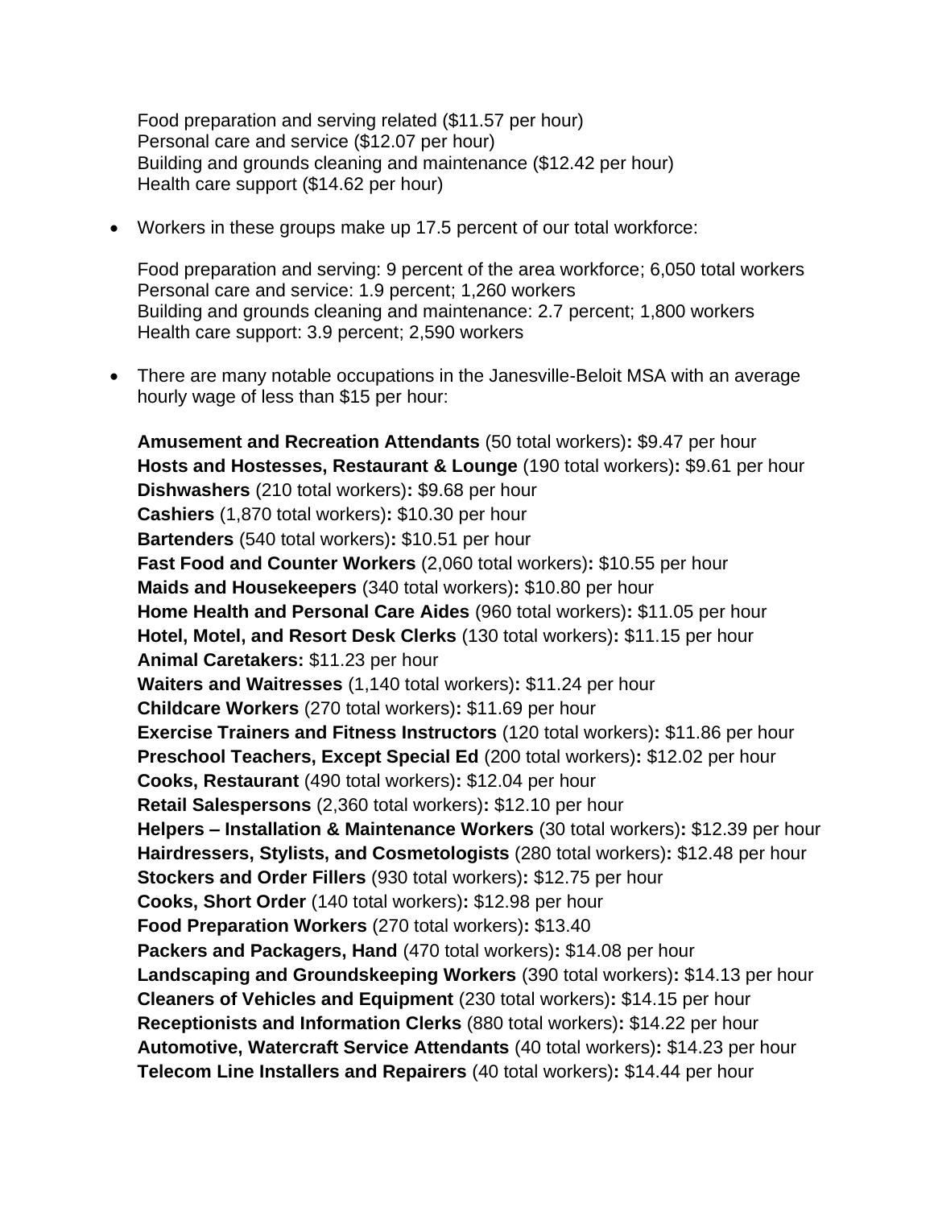Food preparation and serving related ($11.57 per hour)
Personal care and service ($12.07 per hour)
Building and grounds cleaning and maintenance ($12.42 per hour)
Health care support ($14.62 per hour)

- Workers in these groups make up 17.5 percent of our total workforce:

  Food preparation and serving: 9 percent of the area workforce; 6,050 total workers
  Personal care and service: 1.9 percent; 1,260 workers
  Building and grounds cleaning and maintenance: 2.7 percent; 1,800 workers
  Health care support: 3.9 percent; 2,590 workers

- There are many notable occupations in the Janesville-Beloit MSA with an average hourly wage of less than $15 per hour:

  **Amusement and Recreation Attendants** (50 total workers)**:** $9.47 per hour
  **Hosts and Hostesses, Restaurant & Lounge** (190 total workers)**:** $9.61 per hour
  **Dishwashers** (210 total workers)**:** $9.68 per hour
  **Cashiers** (1,870 total workers)**:** $10.30 per hour
  **Bartenders** (540 total workers)**:** $10.51 per hour
  **Fast Food and Counter Workers** (2,060 total workers)**:** $10.55 per hour
  **Maids and Housekeepers** (340 total workers)**:** $10.80 per hour
  **Home Health and Personal Care Aides** (960 total workers)**:** $11.05 per hour
  **Hotel, Motel, and Resort Desk Clerks** (130 total workers)**:** $11.15 per hour
  **Animal Caretakers:** $11.23 per hour
  **Waiters and Waitresses** (1,140 total workers)**:** $11.24 per hour
  **Childcare Workers** (270 total workers)**:** $11.69 per hour
  **Exercise Trainers and Fitness Instructors** (120 total workers)**:** $11.86 per hour
  **Preschool Teachers, Except Special Ed** (200 total workers)**:** $12.02 per hour
  **Cooks, Restaurant** (490 total workers)**:** $12.04 per hour
  **Retail Salespersons** (2,360 total workers)**:** $12.10 per hour
  **Helpers – Installation & Maintenance Workers** (30 total workers)**:** $12.39 per hour
  **Hairdressers, Stylists, and Cosmetologists** (280 total workers)**:** $12.48 per hour
  **Stockers and Order Fillers** (930 total workers)**:** $12.75 per hour
  **Cooks, Short Order** (140 total workers)**:** $12.98 per hour
  **Food Preparation Workers** (270 total workers)**:** $13.40
  **Packers and Packagers, Hand** (470 total workers)**:** $14.08 per hour
  **Landscaping and Groundskeeping Workers** (390 total workers)**:** $14.13 per hour
  **Cleaners of Vehicles and Equipment** (230 total workers)**:** $14.15 per hour
  **Receptionists and Information Clerks** (880 total workers)**:** $14.22 per hour
  **Automotive, Watercraft Service Attendants** (40 total workers)**:** $14.23 per hour
  **Telecom Line Installers and Repairers** (40 total workers)**:** $14.44 per hour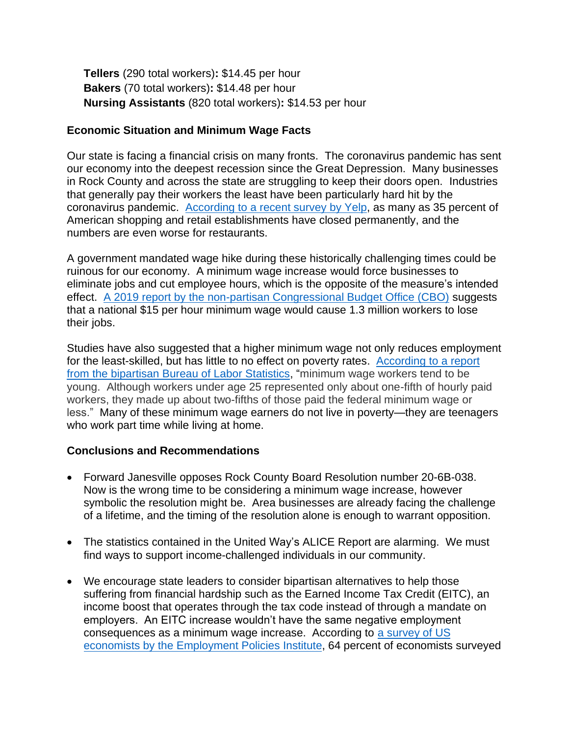**Tellers** (290 total workers)**:** $14.45 per hour
**Bakers** (70 total workers)**:** $14.48 per hour
**Nursing Assistants** (820 total workers)**:** $14.53 per hour

**Economic Situation and Minimum Wage Facts**

Our state is facing a financial crisis on many fronts. The coronavirus pandemic has sent our economy into the deepest recession since the Great Depression. Many businesses in Rock County and across the state are struggling to keep their doors open. Industries that generally pay their workers the least have been particularly hard hit by the coronavirus pandemic. According to a recent survey by Yelp, as many as 35 percent of American shopping and retail establishments have closed permanently, and the numbers are even worse for restaurants.

A government mandated wage hike during these historically challenging times could be ruinous for our economy. A minimum wage increase would force businesses to eliminate jobs and cut employee hours, which is the opposite of the measure's intended effect. A 2019 report by the non-partisan Congressional Budget Office (CBO) suggests that a national $15 per hour minimum wage would cause 1.3 million workers to lose their jobs.

Studies have also suggested that a higher minimum wage not only reduces employment for the least-skilled, but has little to no effect on poverty rates. According to a report from the bipartisan Bureau of Labor Statistics, "minimum wage workers tend to be young. Although workers under age 25 represented only about one-fifth of hourly paid workers, they made up about two-fifths of those paid the federal minimum wage or less." Many of these minimum wage earners do not live in poverty—they are teenagers who work part time while living at home.

**Conclusions and Recommendations**

- Forward Janesville opposes Rock County Board Resolution number 20-6B-038. Now is the wrong time to be considering a minimum wage increase, however symbolic the resolution might be. Area businesses are already facing the challenge of a lifetime, and the timing of the resolution alone is enough to warrant opposition.

- The statistics contained in the United Way's ALICE Report are alarming. We must find ways to support income-challenged individuals in our community.

- We encourage state leaders to consider bipartisan alternatives to help those suffering from financial hardship such as the Earned Income Tax Credit (EITC), an income boost that operates through the tax code instead of through a mandate on employers. An EITC increase wouldn't have the same negative employment consequences as a minimum wage increase. According to a survey of US economists by the Employment Policies Institute, 64 percent of economists surveyed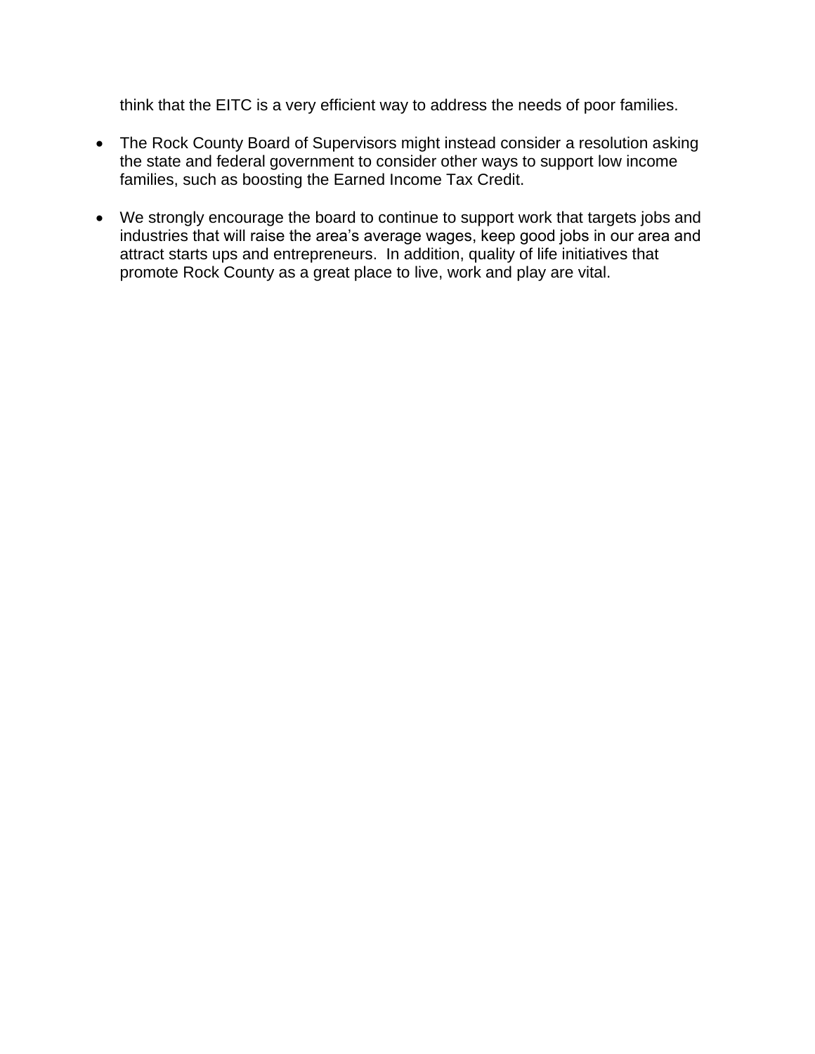think that the EITC is a very efficient way to address the needs of poor families.

- The Rock County Board of Supervisors might instead consider a resolution asking the state and federal government to consider other ways to support low income families, such as boosting the Earned Income Tax Credit.

- We strongly encourage the board to continue to support work that targets jobs and industries that will raise the area's average wages, keep good jobs in our area and attract starts ups and entrepreneurs. In addition, quality of life initiatives that promote Rock County as a great place to live, work and play are vital.